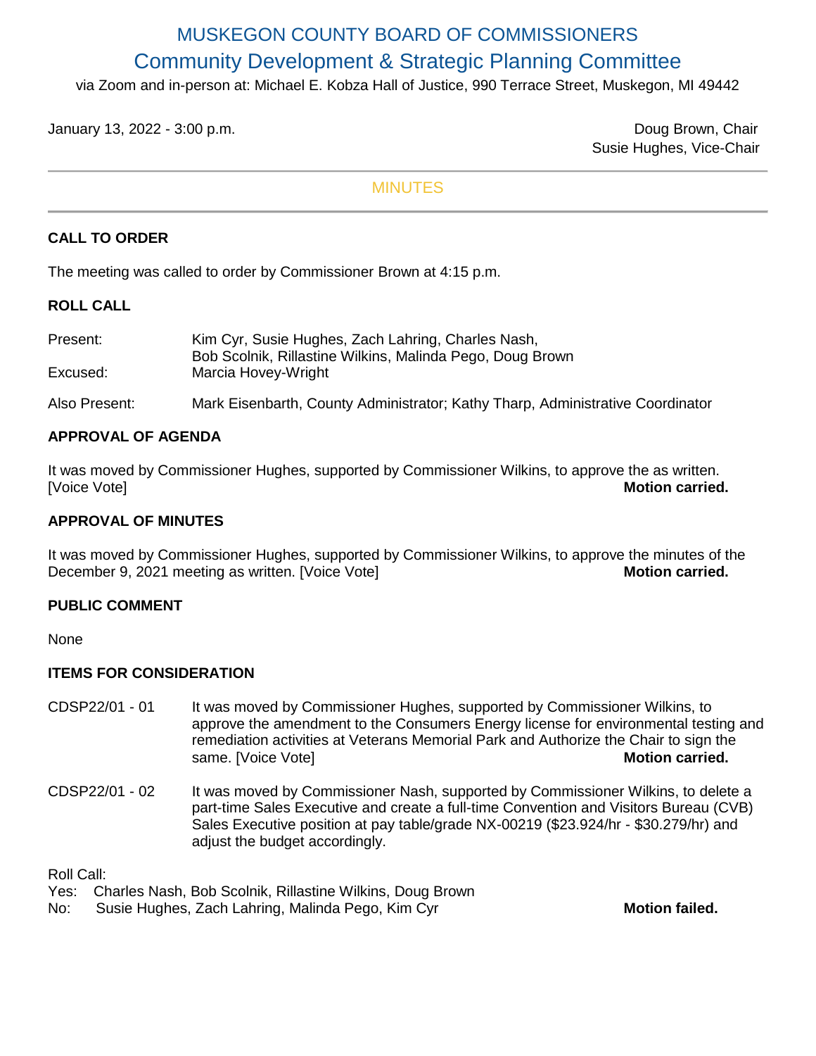# MUSKEGON COUNTY BOARD OF COMMISSIONERS

## Community Development & Strategic Planning Committee

via Zoom and in-person at: Michael E. Kobza Hall of Justice, 990 Terrace Street, Muskegon, MI 49442

January 13, 2022 - 3:00 p.m.

Doug Brown, Chair
Susie Hughes, Vice-Chair

---

MINUTES

---

**CALL TO ORDER**

The meeting was called to order by Commissioner Brown at 4:15 p.m.

**ROLL CALL**

Present: Kim Cyr, Susie Hughes, Zach Lahring, Charles Nash, Bob Scolnik, Rillastine Wilkins, Malinda Pego, Doug Brown

Excused: Marcia Hovey-Wright

Also Present: Mark Eisenbarth, County Administrator; Kathy Tharp, Administrative Coordinator

**APPROVAL OF AGENDA**

It was moved by Commissioner Hughes, supported by Commissioner Wilkins, to approve the as written. [Voice Vote] **Motion carried.**

**APPROVAL OF MINUTES**

It was moved by Commissioner Hughes, supported by Commissioner Wilkins, to approve the minutes of the December 9, 2021 meeting as written. [Voice Vote] **Motion carried.**

**PUBLIC COMMENT**

None

**ITEMS FOR CONSIDERATION**

CDSP22/01 - 01 It was moved by Commissioner Hughes, supported by Commissioner Wilkins, to approve the amendment to the Consumers Energy license for environmental testing and remediation activities at Veterans Memorial Park and Authorize the Chair to sign the same. [Voice Vote] **Motion carried.**

CDSP22/01 - 02 It was moved by Commissioner Nash, supported by Commissioner Wilkins, to delete a part-time Sales Executive and create a full-time Convention and Visitors Bureau (CVB) Sales Executive position at pay table/grade NX-00219 ($23.924/hr - $30.279/hr) and adjust the budget accordingly.

Roll Call:
Yes: Charles Nash, Bob Scolnik, Rillastine Wilkins, Doug Brown
No: Susie Hughes, Zach Lahring, Malinda Pego, Kim Cyr **Motion failed.**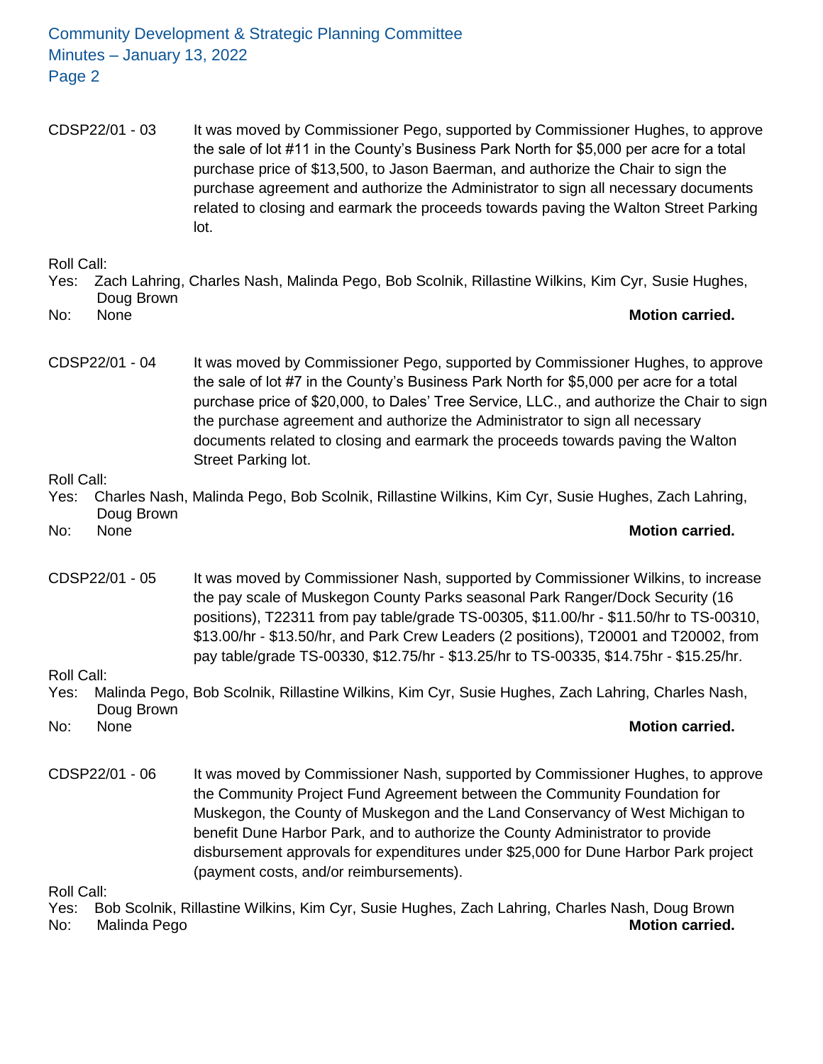CDSP22/01 - 03 It was moved by Commissioner Pego, supported by Commissioner Hughes, to approve the sale of lot #11 in the County's Business Park North for $5,000 per acre for a total purchase price of $13,500, to Jason Baerman, and authorize the Chair to sign the purchase agreement and authorize the Administrator to sign all necessary documents related to closing and earmark the proceeds towards paving the Walton Street Parking lot.

Roll Call:
Yes: Zach Lahring, Charles Nash, Malinda Pego, Bob Scolnik, Rillastine Wilkins, Kim Cyr, Susie Hughes, Doug Brown
No: None **Motion carried.**

CDSP22/01 - 04 It was moved by Commissioner Pego, supported by Commissioner Hughes, to approve the sale of lot #7 in the County's Business Park North for $5,000 per acre for a total purchase price of $20,000, to Dales' Tree Service, LLC., and authorize the Chair to sign the purchase agreement and authorize the Administrator to sign all necessary documents related to closing and earmark the proceeds towards paving the Walton Street Parking lot.

Roll Call:
Yes: Charles Nash, Malinda Pego, Bob Scolnik, Rillastine Wilkins, Kim Cyr, Susie Hughes, Zach Lahring, Doug Brown
No: None **Motion carried.**

CDSP22/01 - 05 It was moved by Commissioner Nash, supported by Commissioner Wilkins, to increase the pay scale of Muskegon County Parks seasonal Park Ranger/Dock Security (16 positions), T22311 from pay table/grade TS-00305, $11.00/hr - $11.50/hr to TS-00310, $13.00/hr - $13.50/hr, and Park Crew Leaders (2 positions), T20001 and T20002, from pay table/grade TS-00330, $12.75/hr - $13.25/hr to TS-00335, $14.75hr - $15.25/hr.

Roll Call:
Yes: Malinda Pego, Bob Scolnik, Rillastine Wilkins, Kim Cyr, Susie Hughes, Zach Lahring, Charles Nash, Doug Brown
No: None **Motion carried.**

CDSP22/01 - 06 It was moved by Commissioner Nash, supported by Commissioner Hughes, to approve the Community Project Fund Agreement between the Community Foundation for Muskegon, the County of Muskegon and the Land Conservancy of West Michigan to benefit Dune Harbor Park, and to authorize the County Administrator to provide disbursement approvals for expenditures under $25,000 for Dune Harbor Park project (payment costs, and/or reimbursements).

Roll Call:
Yes: Bob Scolnik, Rillastine Wilkins, Kim Cyr, Susie Hughes, Zach Lahring, Charles Nash, Doug Brown
No: Malinda Pego **Motion carried.**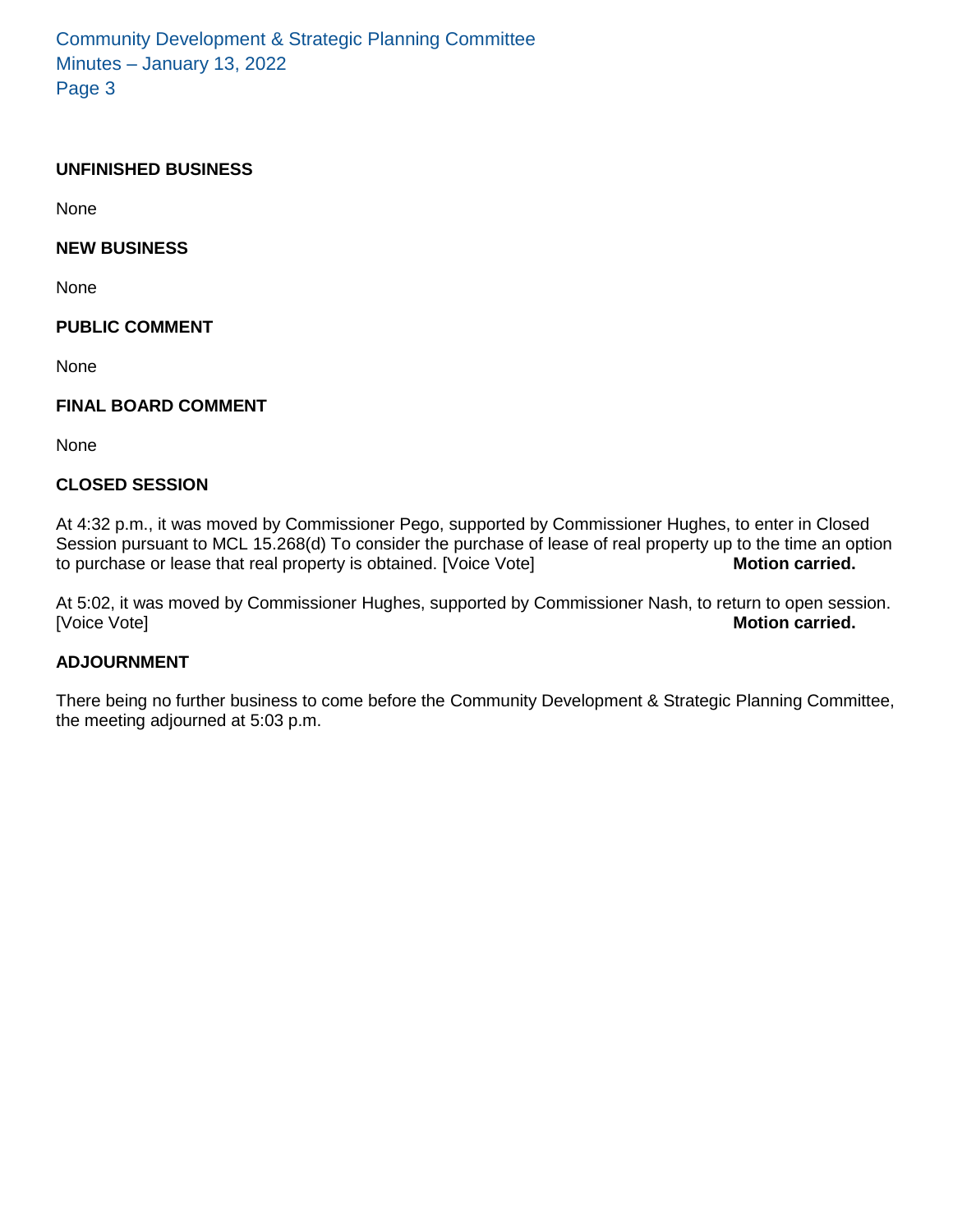**UNFINISHED BUSINESS**

None

**NEW BUSINESS**

None

**PUBLIC COMMENT**

None

**FINAL BOARD COMMENT**

None

**CLOSED SESSION**

At 4:32 p.m., it was moved by Commissioner Pego, supported by Commissioner Hughes, to enter in Closed Session pursuant to MCL 15.268(d) To consider the purchase of lease of real property up to the time an option to purchase or lease that real property is obtained. [Voice Vote] **Motion carried.**

At 5:02, it was moved by Commissioner Hughes, supported by Commissioner Nash, to return to open session. [Voice Vote] **Motion carried.**

**ADJOURNMENT**

There being no further business to come before the Community Development & Strategic Planning Committee, the meeting adjourned at 5:03 p.m.